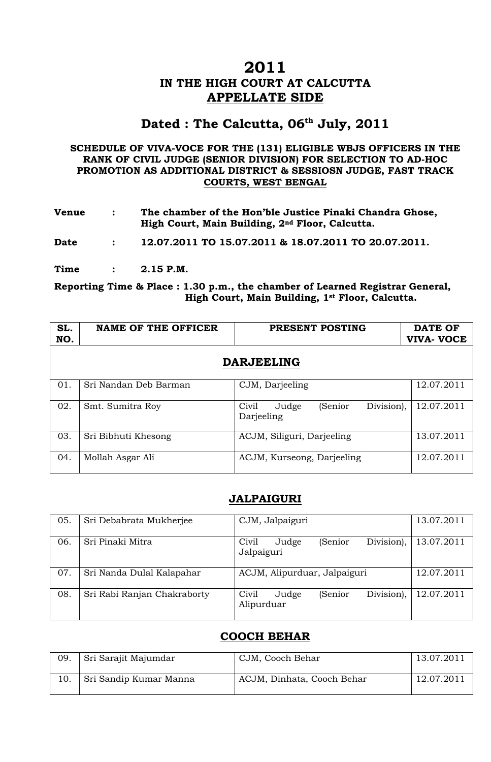# 2011

## IN THE HIGH COURT AT CALCUTTA

## APPELLATE SIDE

## Dated : The Calcutta, 06th July, 2011

**SCHEDULE OF VIVA-VOCE FOR THE (131) ELIGIBLE WBJS OFFICERS IN THE RANK OF CIVIL JUDGE (SENIOR DIVISION) FOR SELECTION TO AD-HOC PROMOTION AS ADDITIONAL DISTRICT & SESSIOSN JUDGE, FAST TRACK COURTS, WEST BENGAL**

**Venue : The chamber of the Hon'ble Justice Pinaki Chandra Ghose, High Court, Main Building, 2nd Floor, Calcutta.**

**Date : 12.07.2011 TO 15.07.2011 & 18.07.2011 TO 20.07.2011.**

**Time : 2.15 P.M.**

**Reporting Time & Place : 1.30 p.m., the chamber of Learned Registrar General, High Court, Main Building, 1st Floor, Calcutta.**

| SL. NO. | NAME OF THE OFFICER | PRESENT POSTING | DATE OF VIVA- VOCE |
|---|---|---|---|
| | **DARJEELING** | | |
| 01. | Sri Nandan Deb Barman | CJM, Darjeeling | 12.07.2011 |
| 02. | Smt. Sumitra Roy | Civil Judge (Senior Division), Darjeeling | 12.07.2011 |
| 03. | Sri Bibhuti Khesong | ACJM, Siliguri, Darjeeling | 13.07.2011 |
| 04. | Mollah Asgar Ali | ACJM, Kurseong, Darjeeling | 12.07.2011 |
| | **JALPAIGURI** | | |
| 05. | Sri Debabrata Mukherjee | CJM, Jalpaiguri | 13.07.2011 |
| 06. | Sri Pinaki Mitra | Civil Judge (Senior Division), Jalpaiguri | 13.07.2011 |
| 07. | Sri Nanda Dulal Kalapahar | ACJM, Alipurduar, Jalpaiguri | 12.07.2011 |
| 08. | Sri Rabi Ranjan Chakraborty | Civil Judge (Senior Division), Alipurduar | 12.07.2011 |
| | **COOCH BEHAR** | | |
| 09. | Sri Sarajit Majumdar | CJM, Cooch Behar | 13.07.2011 |
| 10. | Sri Sandip Kumar Manna | ACJM, Dinhata, Cooch Behar | 12.07.2011 |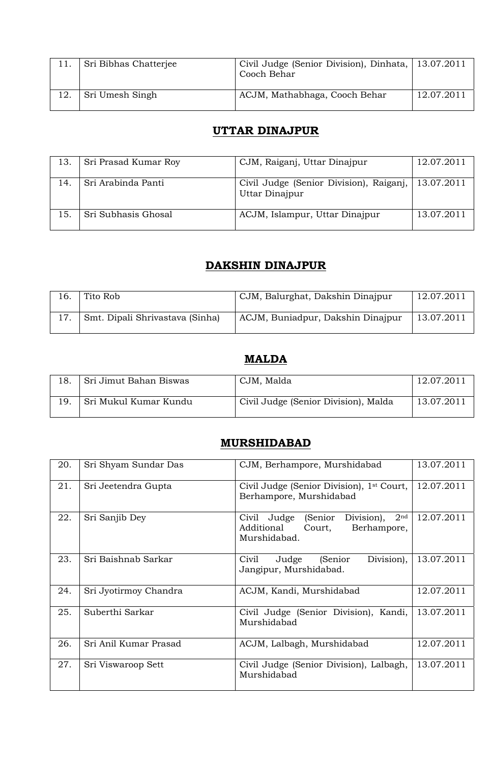| | | | |
|---|---|---|---|
| 11. | Sri Bibhas Chatterjee | Civil Judge (Senior Division), Dinhata, Cooch Behar | 13.07.2011 |
| 12. | Sri Umesh Singh | ACJM, Mathabhaga, Cooch Behar | 12.07.2011 |

## UTTAR DINAJPUR

| | | | |
|---|---|---|---|
| 13. | Sri Prasad Kumar Roy | CJM, Raiganj, Uttar Dinajpur | 12.07.2011 |
| 14. | Sri Arabinda Panti | Civil Judge (Senior Division), Raiganj, Uttar Dinajpur | 13.07.2011 |
| 15. | Sri Subhasis Ghosal | ACJM, Islampur, Uttar Dinajpur | 13.07.2011 |

## DAKSHIN DINAJPUR

| | | | |
|---|---|---|---|
| 16. | Tito Rob | CJM, Balurghat, Dakshin Dinajpur | 12.07.2011 |
| 17. | Smt. Dipali Shrivastava (Sinha) | ACJM, Buniadpur, Dakshin Dinajpur | 13.07.2011 |

## MALDA

| | | | |
|---|---|---|---|
| 18. | Sri Jimut Bahan Biswas | CJM, Malda | 12.07.2011 |
| 19. | Sri Mukul Kumar Kundu | Civil Judge (Senior Division), Malda | 13.07.2011 |

## MURSHIDABAD

| | | | |
|---|---|---|---|
| 20. | Sri Shyam Sundar Das | CJM, Berhampore, Murshidabad | 13.07.2011 |
| 21. | Sri Jeetendra Gupta | Civil Judge (Senior Division), 1st Court, Berhampore, Murshidabad | 12.07.2011 |
| 22. | Sri Sanjib Dey | Civil Judge (Senior Division), 2nd Additional Court, Berhampore, Murshidabad. | 12.07.2011 |
| 23. | Sri Baishnab Sarkar | Civil Judge (Senior Division), Jangipur, Murshidabad. | 13.07.2011 |
| 24. | Sri Jyotirmoy Chandra | ACJM, Kandi, Murshidabad | 12.07.2011 |
| 25. | Suberthi Sarkar | Civil Judge (Senior Division), Kandi, Murshidabad | 13.07.2011 |
| 26. | Sri Anil Kumar Prasad | ACJM, Lalbagh, Murshidabad | 12.07.2011 |
| 27. | Sri Viswaroop Sett | Civil Judge (Senior Division), Lalbagh, Murshidabad | 13.07.2011 |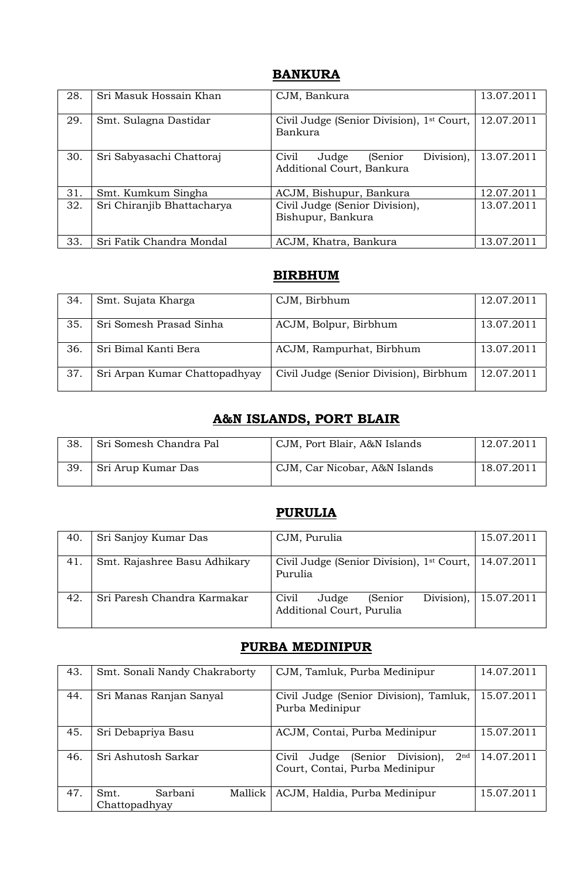## BANKURA

| | | | |
|---|---|---|---|
| 28. | Sri Masuk Hossain Khan | CJM, Bankura | 13.07.2011 |
| 29. | Smt. Sulagna Dastidar | Civil Judge (Senior Division), 1st Court, Bankura | 12.07.2011 |
| 30. | Sri Sabyasachi Chattoraj | Civil Judge (Senior Division), Additional Court, Bankura | 13.07.2011 |
| 31. | Smt. Kumkum Singha | ACJM, Bishupur, Bankura | 12.07.2011 |
| 32. | Sri Chiranjib Bhattacharya | Civil Judge (Senior Division), Bishupur, Bankura | 13.07.2011 |
| 33. | Sri Fatik Chandra Mondal | ACJM, Khatra, Bankura | 13.07.2011 |

## BIRBHUM

| | | | |
|---|---|---|---|
| 34. | Smt. Sujata Kharga | CJM, Birbhum | 12.07.2011 |
| 35. | Sri Somesh Prasad Sinha | ACJM, Bolpur, Birbhum | 13.07.2011 |
| 36. | Sri Bimal Kanti Bera | ACJM, Rampurhat, Birbhum | 13.07.2011 |
| 37. | Sri Arpan Kumar Chattopadhyay | Civil Judge (Senior Division), Birbhum | 12.07.2011 |

## A&N ISLANDS, PORT BLAIR

| | | | |
|---|---|---|---|
| 38. | Sri Somesh Chandra Pal | CJM, Port Blair, A&N Islands | 12.07.2011 |
| 39. | Sri Arup Kumar Das | CJM, Car Nicobar, A&N Islands | 18.07.2011 |

## PURULIA

| | | | |
|---|---|---|---|
| 40. | Sri Sanjoy Kumar Das | CJM, Purulia | 15.07.2011 |
| 41. | Smt. Rajashree Basu Adhikary | Civil Judge (Senior Division), 1st Court, Purulia | 14.07.2011 |
| 42. | Sri Paresh Chandra Karmakar | Civil Judge (Senior Division), Additional Court, Purulia | 15.07.2011 |

## PURBA MEDINIPUR

| | | | |
|---|---|---|---|
| 43. | Smt. Sonali Nandy Chakraborty | CJM, Tamluk, Purba Medinipur | 14.07.2011 |
| 44. | Sri Manas Ranjan Sanyal | Civil Judge (Senior Division), Tamluk, Purba Medinipur | 15.07.2011 |
| 45. | Sri Debapriya Basu | ACJM, Contai, Purba Medinipur | 15.07.2011 |
| 46. | Sri Ashutosh Sarkar | Civil Judge (Senior Division), 2nd Court, Contai, Purba Medinipur | 14.07.2011 |
| 47. | Smt. Sarbani Mallick Chattopadhyay | ACJM, Haldia, Purba Medinipur | 15.07.2011 |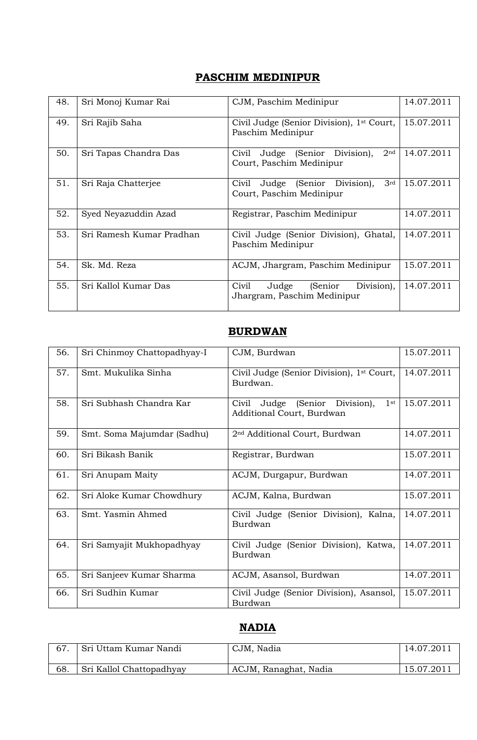## PASCHIM MEDINIPUR

| | | | |
|---|---|---|---|
| 48. | Sri Monoj Kumar Rai | CJM, Paschim Medinipur | 14.07.2011 |
| 49. | Sri Rajib Saha | Civil Judge (Senior Division), 1st Court, Paschim Medinipur | 15.07.2011 |
| 50. | Sri Tapas Chandra Das | Civil Judge (Senior Division), 2nd Court, Paschim Medinipur | 14.07.2011 |
| 51. | Sri Raja Chatterjee | Civil Judge (Senior Division), 3rd Court, Paschim Medinipur | 15.07.2011 |
| 52. | Syed Neyazuddin Azad | Registrar, Paschim Medinipur | 14.07.2011 |
| 53. | Sri Ramesh Kumar Pradhan | Civil Judge (Senior Division), Ghatal, Paschim Medinipur | 14.07.2011 |
| 54. | Sk. Md. Reza | ACJM, Jhargram, Paschim Medinipur | 15.07.2011 |
| 55. | Sri Kallol Kumar Das | Civil Judge (Senior Division), Jhargram, Paschim Medinipur | 14.07.2011 |

## BURDWAN

| | | | |
|---|---|---|---|
| 56. | Sri Chinmoy Chattopadhyay-I | CJM, Burdwan | 15.07.2011 |
| 57. | Smt. Mukulika Sinha | Civil Judge (Senior Division), 1st Court, Burdwan. | 14.07.2011 |
| 58. | Sri Subhash Chandra Kar | Civil Judge (Senior Division), 1st Additional Court, Burdwan | 15.07.2011 |
| 59. | Smt. Soma Majumdar (Sadhu) | 2nd Additional Court, Burdwan | 14.07.2011 |
| 60. | Sri Bikash Banik | Registrar, Burdwan | 15.07.2011 |
| 61. | Sri Anupam Maity | ACJM, Durgapur, Burdwan | 14.07.2011 |
| 62. | Sri Aloke Kumar Chowdhury | ACJM, Kalna, Burdwan | 15.07.2011 |
| 63. | Smt. Yasmin Ahmed | Civil Judge (Senior Division), Kalna, Burdwan | 14.07.2011 |
| 64. | Sri Samyajit Mukhopadhyay | Civil Judge (Senior Division), Katwa, Burdwan | 14.07.2011 |
| 65. | Sri Sanjeev Kumar Sharma | ACJM, Asansol, Burdwan | 14.07.2011 |
| 66. | Sri Sudhin Kumar | Civil Judge (Senior Division), Asansol, Burdwan | 15.07.2011 |

## NADIA

| | | | |
|---|---|---|---|
| 67. | Sri Uttam Kumar Nandi | CJM, Nadia | 14.07.2011 |
| 68. | Sri Kallol Chattopadhyay | ACJM, Ranaghat, Nadia | 15.07.2011 |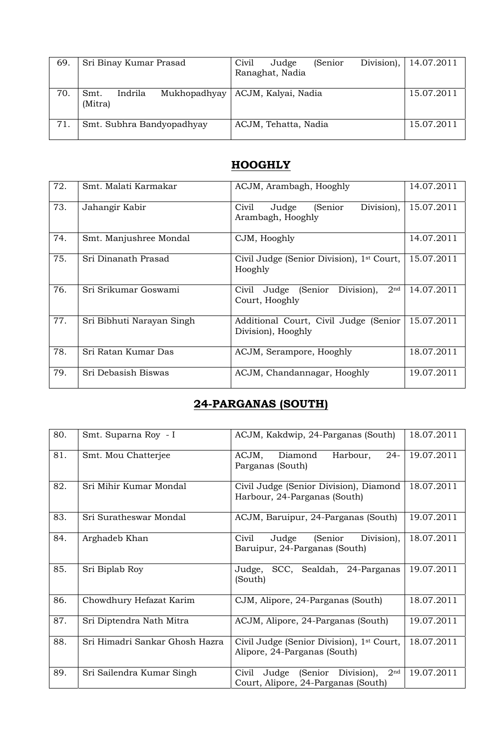| | | | |
|---|---|---|---|
| 69. | Sri Binay Kumar Prasad | Civil Judge (Senior Division), Ranaghat, Nadia | 14.07.2011 |
| 70. | Smt. Indrila Mukhopadhyay (Mitra) | ACJM, Kalyai, Nadia | 15.07.2011 |
| 71. | Smt. Subhra Bandyopadhyay | ACJM, Tehatta, Nadia | 15.07.2011 |

## HOOGHLY

| | | | |
|---|---|---|---|
| 72. | Smt. Malati Karmakar | ACJM, Arambagh, Hooghly | 14.07.2011 |
| 73. | Jahangir Kabir | Civil Judge (Senior Division), Arambagh, Hooghly | 15.07.2011 |
| 74. | Smt. Manjushree Mondal | CJM, Hooghly | 14.07.2011 |
| 75. | Sri Dinanath Prasad | Civil Judge (Senior Division), 1st Court, Hooghly | 15.07.2011 |
| 76. | Sri Srikumar Goswami | Civil Judge (Senior Division), 2nd Court, Hooghly | 14.07.2011 |
| 77. | Sri Bibhuti Narayan Singh | Additional Court, Civil Judge (Senior Division), Hooghly | 15.07.2011 |
| 78. | Sri Ratan Kumar Das | ACJM, Serampore, Hooghly | 18.07.2011 |
| 79. | Sri Debasish Biswas | ACJM, Chandannagar, Hooghly | 19.07.2011 |

## 24-PARGANAS (SOUTH)

| | | | |
|---|---|---|---|
| 80. | Smt. Suparna Roy - I | ACJM, Kakdwip, 24-Parganas (South) | 18.07.2011 |
| 81. | Smt. Mou Chatterjee | ACJM, Diamond Harbour, 24-Parganas (South) | 19.07.2011 |
| 82. | Sri Mihir Kumar Mondal | Civil Judge (Senior Division), Diamond Harbour, 24-Parganas (South) | 18.07.2011 |
| 83. | Sri Suratheswar Mondal | ACJM, Baruipur, 24-Parganas (South) | 19.07.2011 |
| 84. | Arghadeb Khan | Civil Judge (Senior Division), Baruipur, 24-Parganas (South) | 18.07.2011 |
| 85. | Sri Biplab Roy | Judge, SCC, Sealdah, 24-Parganas (South) | 19.07.2011 |
| 86. | Chowdhury Hefazat Karim | CJM, Alipore, 24-Parganas (South) | 18.07.2011 |
| 87. | Sri Diptendra Nath Mitra | ACJM, Alipore, 24-Parganas (South) | 19.07.2011 |
| 88. | Sri Himadri Sankar Ghosh Hazra | Civil Judge (Senior Division), 1st Court, Alipore, 24-Parganas (South) | 18.07.2011 |
| 89. | Sri Sailendra Kumar Singh | Civil Judge (Senior Division), 2nd Court, Alipore, 24-Parganas (South) | 19.07.2011 |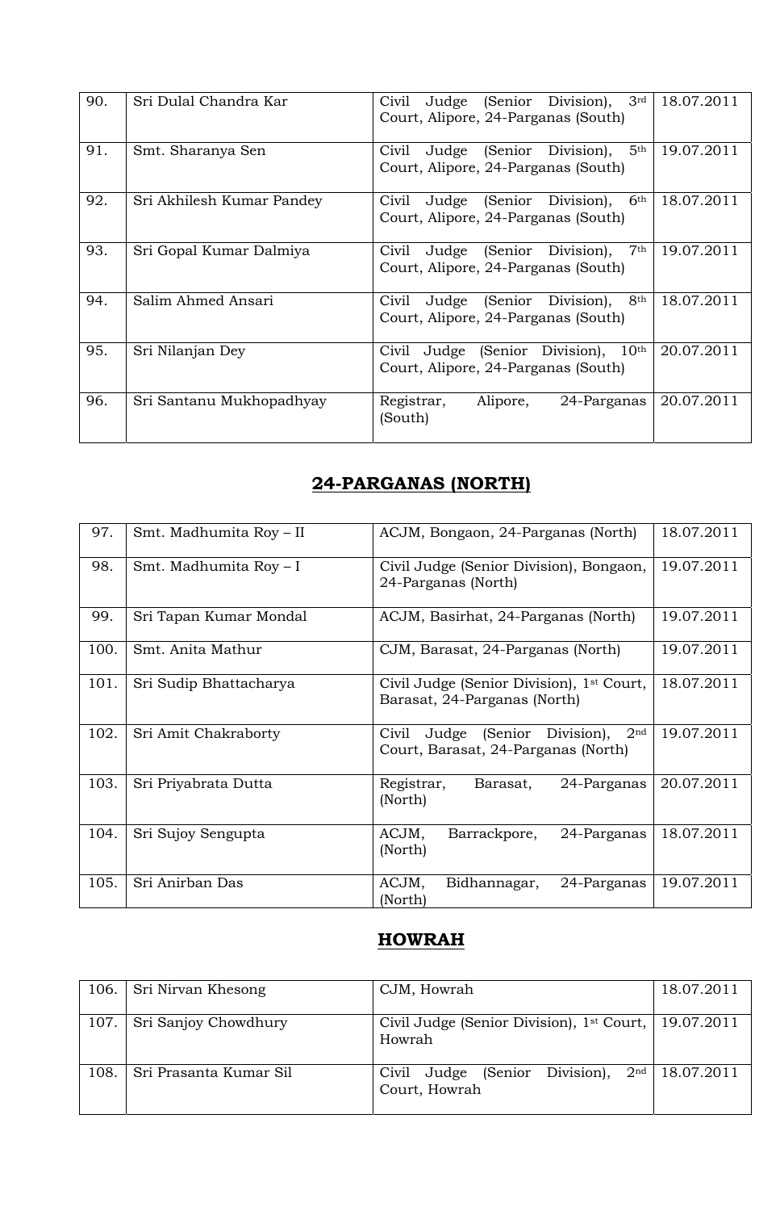| | | | |
|---|---|---|---|
| 90. | Sri Dulal Chandra Kar | Civil Judge (Senior Division), 3rd Court, Alipore, 24-Parganas (South) | 18.07.2011 |
| 91. | Smt. Sharanya Sen | Civil Judge (Senior Division), 5th Court, Alipore, 24-Parganas (South) | 19.07.2011 |
| 92. | Sri Akhilesh Kumar Pandey | Civil Judge (Senior Division), 6th Court, Alipore, 24-Parganas (South) | 18.07.2011 |
| 93. | Sri Gopal Kumar Dalmiya | Civil Judge (Senior Division), 7th Court, Alipore, 24-Parganas (South) | 19.07.2011 |
| 94. | Salim Ahmed Ansari | Civil Judge (Senior Division), 8th Court, Alipore, 24-Parganas (South) | 18.07.2011 |
| 95. | Sri Nilanjan Dey | Civil Judge (Senior Division), 10th Court, Alipore, 24-Parganas (South) | 20.07.2011 |
| 96. | Sri Santanu Mukhopadhyay | Registrar, Alipore, 24-Parganas (South) | 20.07.2011 |

## 24-PARGANAS (NORTH)

| | | | |
|---|---|---|---|
| 97. | Smt. Madhumita Roy – II | ACJM, Bongaon, 24-Parganas (North) | 18.07.2011 |
| 98. | Smt. Madhumita Roy – I | Civil Judge (Senior Division), Bongaon, 24-Parganas (North) | 19.07.2011 |
| 99. | Sri Tapan Kumar Mondal | ACJM, Basirhat, 24-Parganas (North) | 19.07.2011 |
| 100. | Smt. Anita Mathur | CJM, Barasat, 24-Parganas (North) | 19.07.2011 |
| 101. | Sri Sudip Bhattacharya | Civil Judge (Senior Division), 1st Court, Barasat, 24-Parganas (North) | 18.07.2011 |
| 102. | Sri Amit Chakraborty | Civil Judge (Senior Division), 2nd Court, Barasat, 24-Parganas (North) | 19.07.2011 |
| 103. | Sri Priyabrata Dutta | Registrar, Barasat, 24-Parganas (North) | 20.07.2011 |
| 104. | Sri Sujoy Sengupta | ACJM, Barrackpore, 24-Parganas (North) | 18.07.2011 |
| 105. | Sri Anirban Das | ACJM, Bidhannagar, 24-Parganas (North) | 19.07.2011 |

## HOWRAH

| | | | |
|---|---|---|---|
| 106. | Sri Nirvan Khesong | CJM, Howrah | 18.07.2011 |
| 107. | Sri Sanjoy Chowdhury | Civil Judge (Senior Division), 1st Court, Howrah | 19.07.2011 |
| 108. | Sri Prasanta Kumar Sil | Civil Judge (Senior Division), 2nd Court, Howrah | 18.07.2011 |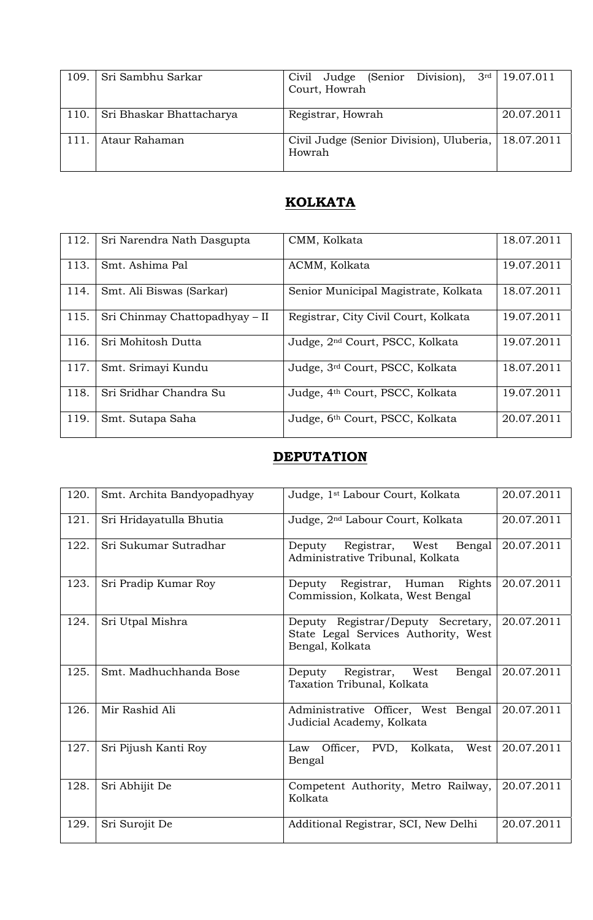| 109. | Sri Sambhu Sarkar | Civil Judge (Senior Division), 3rd Court, Howrah | 19.07.011 |
|---|---|---|---|
| 110. | Sri Bhaskar Bhattacharya | Registrar, Howrah | 20.07.2011 |
| 111. | Ataur Rahaman | Civil Judge (Senior Division), Uluberia, Howrah | 18.07.2011 |

## KOLKATA

| 112. | Sri Narendra Nath Dasgupta | CMM, Kolkata | 18.07.2011 |
|---|---|---|---|
| 113. | Smt. Ashima Pal | ACMM, Kolkata | 19.07.2011 |
| 114. | Smt. Ali Biswas (Sarkar) | Senior Municipal Magistrate, Kolkata | 18.07.2011 |
| 115. | Sri Chinmay Chattopadhyay – II | Registrar, City Civil Court, Kolkata | 19.07.2011 |
| 116. | Sri Mohitosh Dutta | Judge, 2nd Court, PSCC, Kolkata | 19.07.2011 |
| 117. | Smt. Srimayi Kundu | Judge, 3rd Court, PSCC, Kolkata | 18.07.2011 |
| 118. | Sri Sridhar Chandra Su | Judge, 4th Court, PSCC, Kolkata | 19.07.2011 |
| 119. | Smt. Sutapa Saha | Judge, 6th Court, PSCC, Kolkata | 20.07.2011 |

## DEPUTATION

| 120. | Smt. Archita Bandyopadhyay | Judge, 1st Labour Court, Kolkata | 20.07.2011 |
|---|---|---|---|
| 121. | Sri Hridayatulla Bhutia | Judge, 2nd Labour Court, Kolkata | 20.07.2011 |
| 122. | Sri Sukumar Sutradhar | Deputy Registrar, West Bengal Administrative Tribunal, Kolkata | 20.07.2011 |
| 123. | Sri Pradip Kumar Roy | Deputy Registrar, Human Rights Commission, Kolkata, West Bengal | 20.07.2011 |
| 124. | Sri Utpal Mishra | Deputy Registrar/Deputy Secretary, State Legal Services Authority, West Bengal, Kolkata | 20.07.2011 |
| 125. | Smt. Madhuchhanda Bose | Deputy Registrar, West Bengal Taxation Tribunal, Kolkata | 20.07.2011 |
| 126. | Mir Rashid Ali | Administrative Officer, West Bengal Judicial Academy, Kolkata | 20.07.2011 |
| 127. | Sri Pijush Kanti Roy | Law Officer, PVD, Kolkata, West Bengal | 20.07.2011 |
| 128. | Sri Abhijit De | Competent Authority, Metro Railway, Kolkata | 20.07.2011 |
| 129. | Sri Surojit De | Additional Registrar, SCI, New Delhi | 20.07.2011 |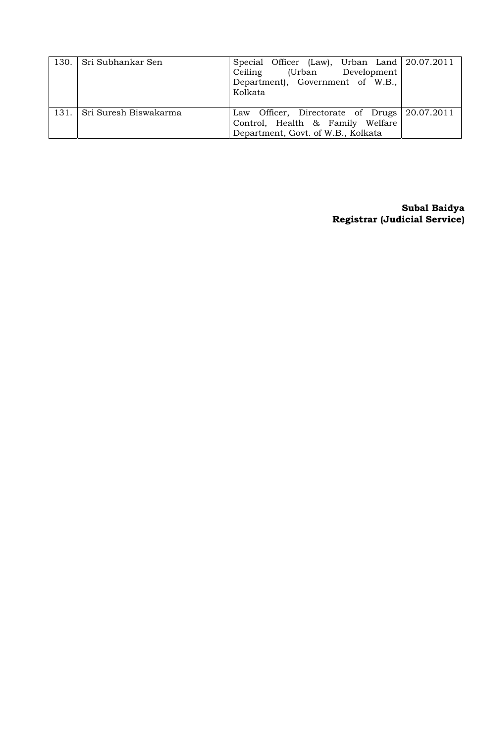| | | | |
|---|---|---|---|
| 130. | Sri Subhankar Sen | Special Officer (Law), Urban Land Ceiling (Urban Development Department), Government of W.B., Kolkata | 20.07.2011 |
| 131. | Sri Suresh Biswakarma | Law Officer, Directorate of Drugs Control, Health & Family Welfare Department, Govt. of W.B., Kolkata | 20.07.2011 |

**Subal Baidya**
**Registrar (Judicial Service)**